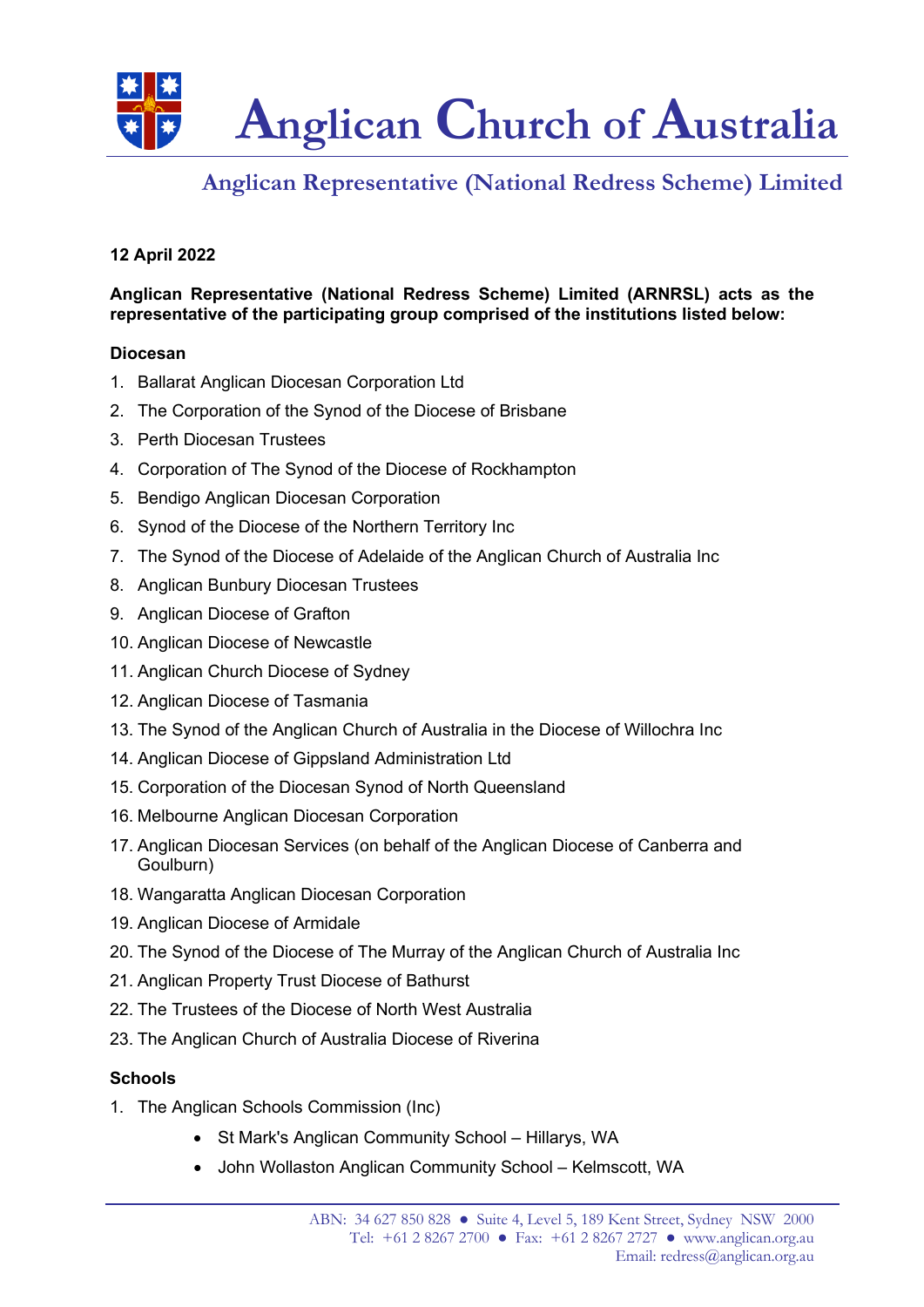# Anglican Church of Australia

## Anglican Representative (National Redress Scheme) Limited

**12 April 2022**

**Anglican Representative (National Redress Scheme) Limited (ARNRSL) acts as the representative of the participating group comprised of the institutions listed below:**

**Diocesan**

1. Ballarat Anglican Diocesan Corporation Ltd
2. The Corporation of the Synod of the Diocese of Brisbane
3. Perth Diocesan Trustees
4. Corporation of The Synod of the Diocese of Rockhampton
5. Bendigo Anglican Diocesan Corporation
6. Synod of the Diocese of the Northern Territory Inc
7. The Synod of the Diocese of Adelaide of the Anglican Church of Australia Inc
8. Anglican Bunbury Diocesan Trustees
9. Anglican Diocese of Grafton
10. Anglican Diocese of Newcastle
11. Anglican Church Diocese of Sydney
12. Anglican Diocese of Tasmania
13. The Synod of the Anglican Church of Australia in the Diocese of Willochra Inc
14. Anglican Diocese of Gippsland Administration Ltd
15. Corporation of the Diocesan Synod of North Queensland
16. Melbourne Anglican Diocesan Corporation
17. Anglican Diocesan Services (on behalf of the Anglican Diocese of Canberra and Goulburn)
18. Wangaratta Anglican Diocesan Corporation
19. Anglican Diocese of Armidale
20. The Synod of the Diocese of The Murray of the Anglican Church of Australia Inc
21. Anglican Property Trust Diocese of Bathurst
22. The Trustees of the Diocese of North West Australia
23. The Anglican Church of Australia Diocese of Riverina

**Schools**

1. The Anglican Schools Commission (Inc)
   - St Mark's Anglican Community School – Hillarys, WA
   - John Wollaston Anglican Community School – Kelmscott, WA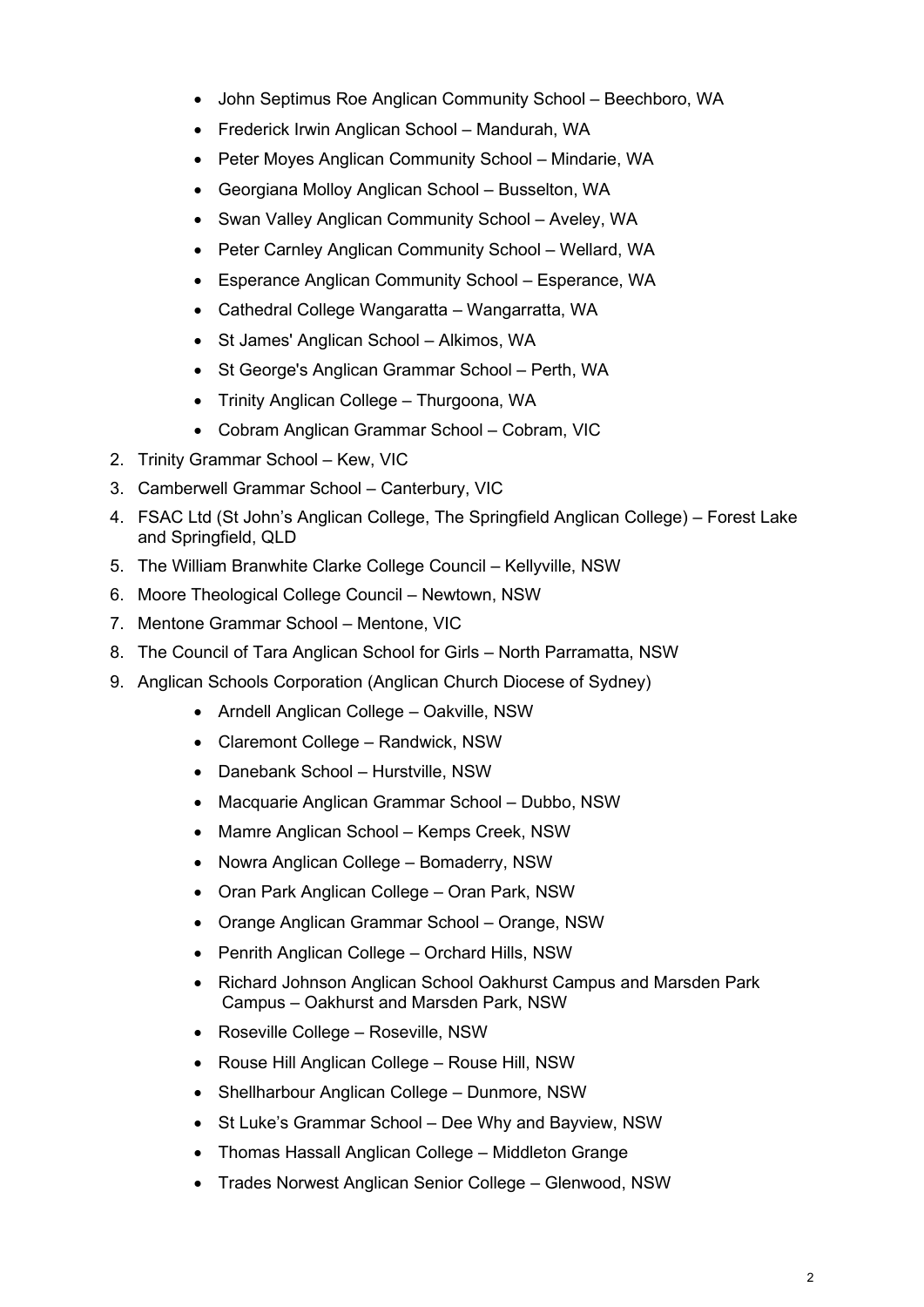- John Septimus Roe Anglican Community School – Beechboro, WA
    - Frederick Irwin Anglican School – Mandurah, WA
    - Peter Moyes Anglican Community School – Mindarie, WA
    - Georgiana Molloy Anglican School – Busselton, WA
    - Swan Valley Anglican Community School – Aveley, WA
    - Peter Carnley Anglican Community School – Wellard, WA
    - Esperance Anglican Community School – Esperance, WA
    - Cathedral College Wangaratta – Wangarratta, WA
    - St James' Anglican School – Alkimos, WA
    - St George's Anglican Grammar School – Perth, WA
    - Trinity Anglican College – Thurgoona, WA
    - Cobram Anglican Grammar School – Cobram, VIC
2. Trinity Grammar School – Kew, VIC
3. Camberwell Grammar School – Canterbury, VIC
4. FSAC Ltd (St John's Anglican College, The Springfield Anglican College) – Forest Lake and Springfield, QLD
5. The William Branwhite Clarke College Council – Kellyville, NSW
6. Moore Theological College Council – Newtown, NSW
7. Mentone Grammar School – Mentone, VIC
8. The Council of Tara Anglican School for Girls – North Parramatta, NSW
9. Anglican Schools Corporation (Anglican Church Diocese of Sydney)
    - Arndell Anglican College – Oakville, NSW
    - Claremont College – Randwick, NSW
    - Danebank School – Hurstville, NSW
    - Macquarie Anglican Grammar School – Dubbo, NSW
    - Mamre Anglican School – Kemps Creek, NSW
    - Nowra Anglican College – Bomaderry, NSW
    - Oran Park Anglican College – Oran Park, NSW
    - Orange Anglican Grammar School – Orange, NSW
    - Penrith Anglican College – Orchard Hills, NSW
    - Richard Johnson Anglican School Oakhurst Campus and Marsden Park Campus – Oakhurst and Marsden Park, NSW
    - Roseville College – Roseville, NSW
    - Rouse Hill Anglican College – Rouse Hill, NSW
    - Shellharbour Anglican College – Dunmore, NSW
    - St Luke's Grammar School – Dee Why and Bayview, NSW
    - Thomas Hassall Anglican College – Middleton Grange
    - Trades Norwest Anglican Senior College – Glenwood, NSW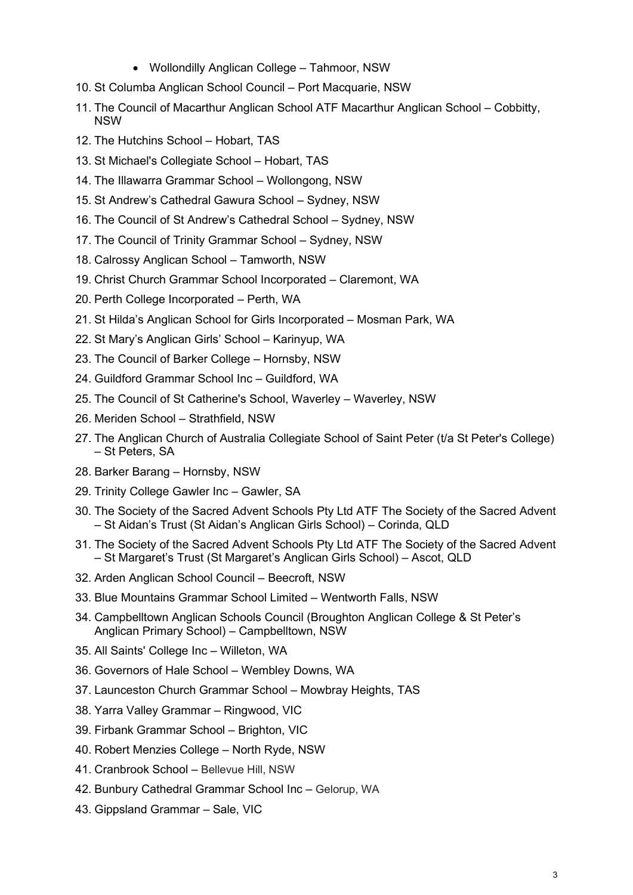- Wollondilly Anglican College – Tahmoor, NSW

10. St Columba Anglican School Council – Port Macquarie, NSW
11. The Council of Macarthur Anglican School ATF Macarthur Anglican School – Cobbitty, NSW
12. The Hutchins School – Hobart, TAS
13. St Michael's Collegiate School – Hobart, TAS
14. The Illawarra Grammar School – Wollongong, NSW
15. St Andrew's Cathedral Gawura School – Sydney, NSW
16. The Council of St Andrew's Cathedral School – Sydney, NSW
17. The Council of Trinity Grammar School – Sydney, NSW
18. Calrossy Anglican School – Tamworth, NSW
19. Christ Church Grammar School Incorporated – Claremont, WA
20. Perth College Incorporated – Perth, WA
21. St Hilda's Anglican School for Girls Incorporated – Mosman Park, WA
22. St Mary's Anglican Girls' School – Karinyup, WA
23. The Council of Barker College – Hornsby, NSW
24. Guildford Grammar School Inc – Guildford, WA
25. The Council of St Catherine's School, Waverley – Waverley, NSW
26. Meriden School – Strathfield, NSW
27. The Anglican Church of Australia Collegiate School of Saint Peter (t/a St Peter's College) – St Peters, SA
28. Barker Barang – Hornsby, NSW
29. Trinity College Gawler Inc – Gawler, SA
30. The Society of the Sacred Advent Schools Pty Ltd ATF The Society of the Sacred Advent – St Aidan's Trust (St Aidan's Anglican Girls School) – Corinda, QLD
31. The Society of the Sacred Advent Schools Pty Ltd ATF The Society of the Sacred Advent – St Margaret's Trust (St Margaret's Anglican Girls School) – Ascot, QLD
32. Arden Anglican School Council – Beecroft, NSW
33. Blue Mountains Grammar School Limited – Wentworth Falls, NSW
34. Campbelltown Anglican Schools Council (Broughton Anglican College & St Peter's Anglican Primary School) – Campbelltown, NSW
35. All Saints' College Inc – Willeton, WA
36. Governors of Hale School – Wembley Downs, WA
37. Launceston Church Grammar School – Mowbray Heights, TAS
38. Yarra Valley Grammar – Ringwood, VIC
39. Firbank Grammar School – Brighton, VIC
40. Robert Menzies College – North Ryde, NSW
41. Cranbrook School – Bellevue Hill, NSW
42. Bunbury Cathedral Grammar School Inc – Gelorup, WA
43. Gippsland Grammar – Sale, VIC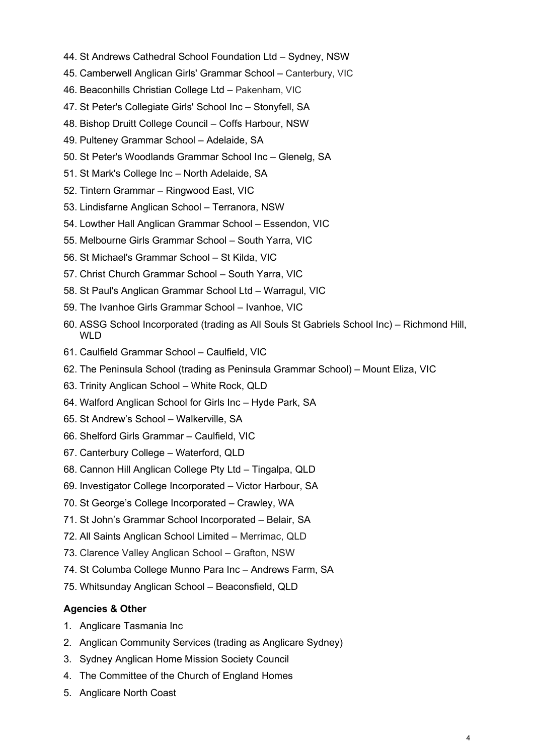44. St Andrews Cathedral School Foundation Ltd – Sydney, NSW
45. Camberwell Anglican Girls' Grammar School – Canterbury, VIC
46. Beaconhills Christian College Ltd – Pakenham, VIC
47. St Peter's Collegiate Girls' School Inc – Stonyfell, SA
48. Bishop Druitt College Council – Coffs Harbour, NSW
49. Pulteney Grammar School – Adelaide, SA
50. St Peter's Woodlands Grammar School Inc – Glenelg, SA
51. St Mark's College Inc – North Adelaide, SA
52. Tintern Grammar – Ringwood East, VIC
53. Lindisfarne Anglican School – Terranora, NSW
54. Lowther Hall Anglican Grammar School – Essendon, VIC
55. Melbourne Girls Grammar School – South Yarra, VIC
56. St Michael's Grammar School – St Kilda, VIC
57. Christ Church Grammar School – South Yarra, VIC
58. St Paul's Anglican Grammar School Ltd – Warragul, VIC
59. The Ivanhoe Girls Grammar School – Ivanhoe, VIC
60. ASSG School Incorporated (trading as All Souls St Gabriels School Inc) – Richmond Hill, WLD
61. Caulfield Grammar School – Caulfield, VIC
62. The Peninsula School (trading as Peninsula Grammar School) – Mount Eliza, VIC
63. Trinity Anglican School – White Rock, QLD
64. Walford Anglican School for Girls Inc – Hyde Park, SA
65. St Andrew's School – Walkerville, SA
66. Shelford Girls Grammar – Caulfield, VIC
67. Canterbury College – Waterford, QLD
68. Cannon Hill Anglican College Pty Ltd – Tingalpa, QLD
69. Investigator College Incorporated – Victor Harbour, SA
70. St George's College Incorporated – Crawley, WA
71. St John's Grammar School Incorporated – Belair, SA
72. All Saints Anglican School Limited – Merrimac, QLD
73. Clarence Valley Anglican School – Grafton, NSW
74. St Columba College Munno Para Inc – Andrews Farm, SA
75. Whitsunday Anglican School – Beaconsfield, QLD

**Agencies & Other**

1. Anglicare Tasmania Inc
2. Anglican Community Services (trading as Anglicare Sydney)
3. Sydney Anglican Home Mission Society Council
4. The Committee of the Church of England Homes
5. Anglicare North Coast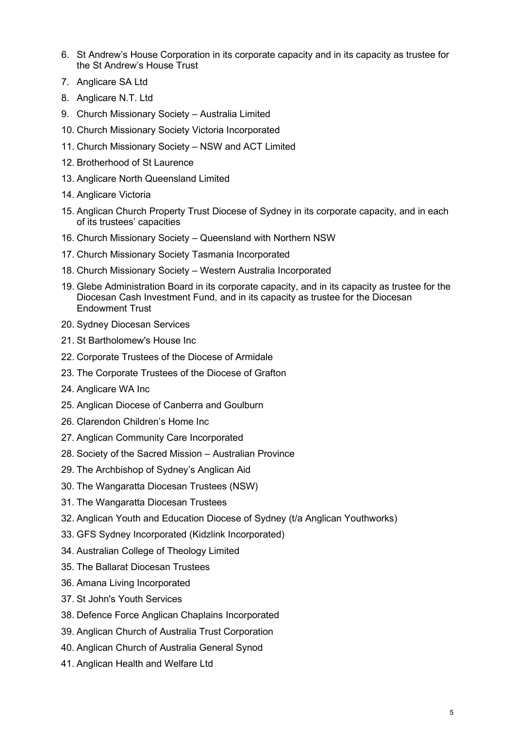6. St Andrew's House Corporation in its corporate capacity and in its capacity as trustee for the St Andrew's House Trust
7. Anglicare SA Ltd
8. Anglicare N.T. Ltd
9. Church Missionary Society – Australia Limited
10. Church Missionary Society Victoria Incorporated
11. Church Missionary Society – NSW and ACT Limited
12. Brotherhood of St Laurence
13. Anglicare North Queensland Limited
14. Anglicare Victoria
15. Anglican Church Property Trust Diocese of Sydney in its corporate capacity, and in each of its trustees' capacities
16. Church Missionary Society – Queensland with Northern NSW
17. Church Missionary Society Tasmania Incorporated
18. Church Missionary Society – Western Australia Incorporated
19. Glebe Administration Board in its corporate capacity, and in its capacity as trustee for the Diocesan Cash Investment Fund, and in its capacity as trustee for the Diocesan Endowment Trust
20. Sydney Diocesan Services
21. St Bartholomew's House Inc
22. Corporate Trustees of the Diocese of Armidale
23. The Corporate Trustees of the Diocese of Grafton
24. Anglicare WA Inc
25. Anglican Diocese of Canberra and Goulburn
26. Clarendon Children's Home Inc
27. Anglican Community Care Incorporated
28. Society of the Sacred Mission – Australian Province
29. The Archbishop of Sydney's Anglican Aid
30. The Wangaratta Diocesan Trustees (NSW)
31. The Wangaratta Diocesan Trustees
32. Anglican Youth and Education Diocese of Sydney (t/a Anglican Youthworks)
33. GFS Sydney Incorporated (Kidzlink Incorporated)
34. Australian College of Theology Limited
35. The Ballarat Diocesan Trustees
36. Amana Living Incorporated
37. St John's Youth Services
38. Defence Force Anglican Chaplains Incorporated
39. Anglican Church of Australia Trust Corporation
40. Anglican Church of Australia General Synod
41. Anglican Health and Welfare Ltd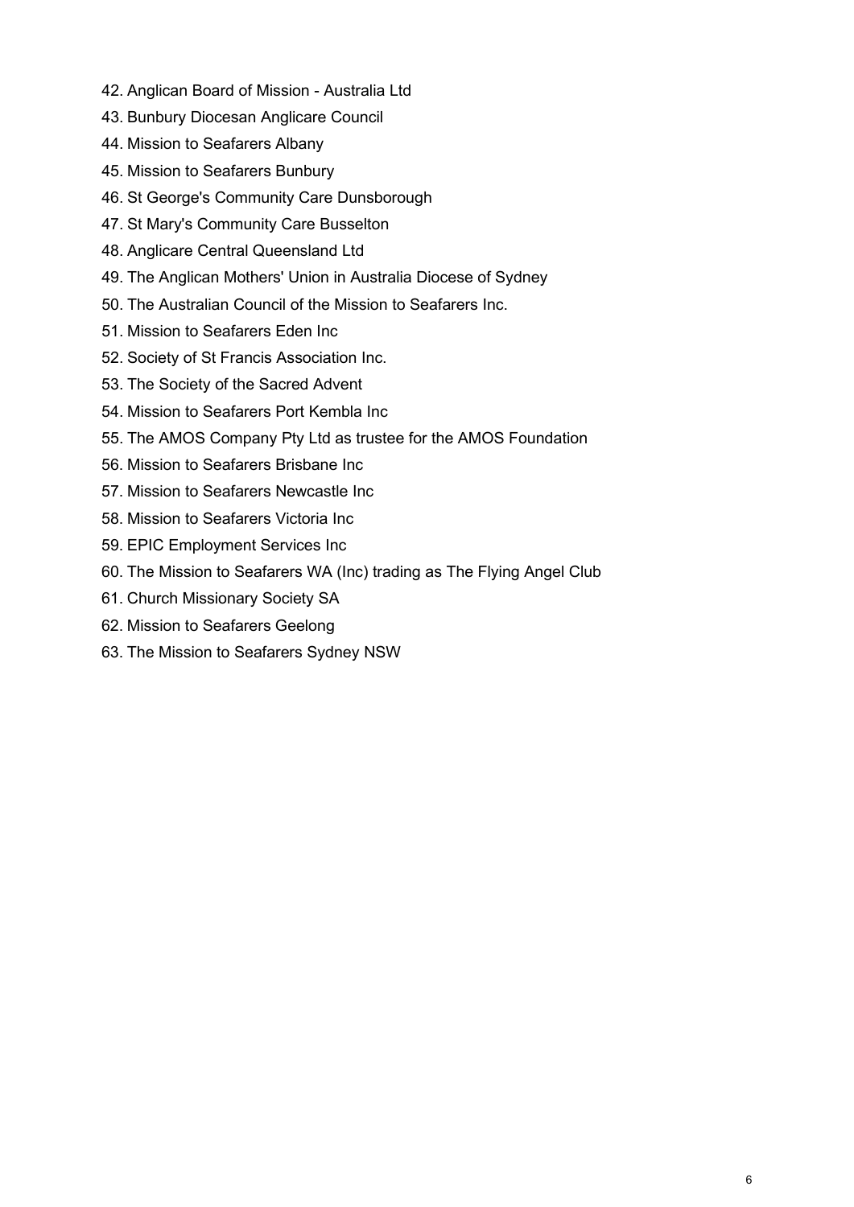42. Anglican Board of Mission - Australia Ltd
43. Bunbury Diocesan Anglicare Council
44. Mission to Seafarers Albany
45. Mission to Seafarers Bunbury
46. St George's Community Care Dunsborough
47. St Mary's Community Care Busselton
48. Anglicare Central Queensland Ltd
49. The Anglican Mothers' Union in Australia Diocese of Sydney
50. The Australian Council of the Mission to Seafarers Inc.
51. Mission to Seafarers Eden Inc
52. Society of St Francis Association Inc.
53. The Society of the Sacred Advent
54. Mission to Seafarers Port Kembla Inc
55. The AMOS Company Pty Ltd as trustee for the AMOS Foundation
56. Mission to Seafarers Brisbane Inc
57. Mission to Seafarers Newcastle Inc
58. Mission to Seafarers Victoria Inc
59. EPIC Employment Services Inc
60. The Mission to Seafarers WA (Inc) trading as The Flying Angel Club
61. Church Missionary Society SA
62. Mission to Seafarers Geelong
63. The Mission to Seafarers Sydney NSW